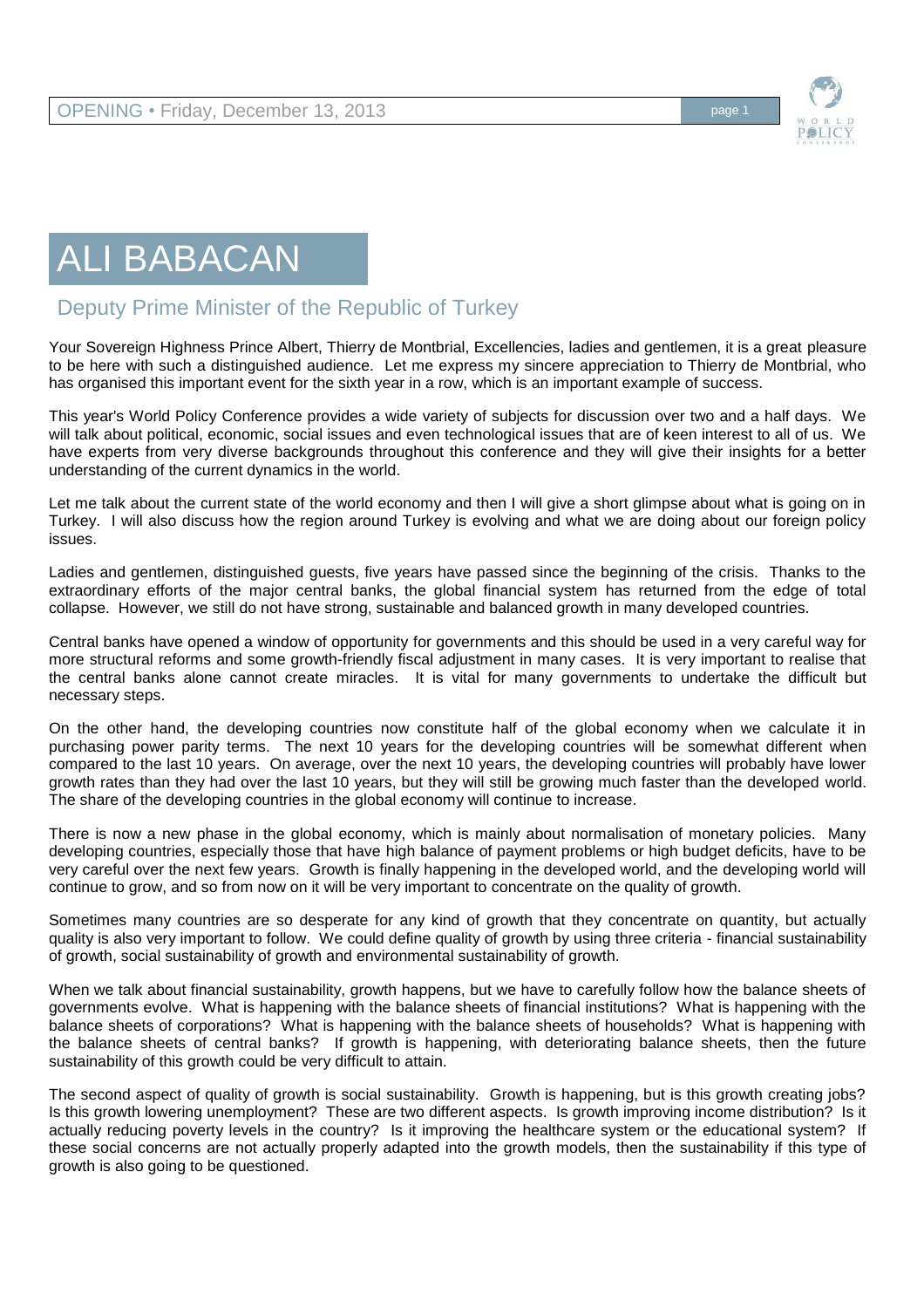# ALI BABACAN

## Deputy Prime Minister of the Republic of Turkey

Your Sovereign Highness Prince Albert, Thierry de Montbrial, Excellencies, ladies and gentlemen, it is a great pleasure to be here with such a distinguished audience. Let me express my sincere appreciation to Thierry de Montbrial, who has organised this important event for the sixth year in a row, which is an important example of success.

This year's World Policy Conference provides a wide variety of subjects for discussion over two and a half days. We will talk about political, economic, social issues and even technological issues that are of keen interest to all of us. We have experts from very diverse backgrounds throughout this conference and they will give their insights for a better understanding of the current dynamics in the world.

Let me talk about the current state of the world economy and then I will give a short glimpse about what is going on in Turkey. I will also discuss how the region around Turkey is evolving and what we are doing about our foreign policy issues.

Ladies and gentlemen, distinguished guests, five years have passed since the beginning of the crisis. Thanks to the extraordinary efforts of the major central banks, the global financial system has returned from the edge of total collapse. However, we still do not have strong, sustainable and balanced growth in many developed countries.

Central banks have opened a window of opportunity for governments and this should be used in a very careful way for more structural reforms and some growth-friendly fiscal adjustment in many cases. It is very important to realise that the central banks alone cannot create miracles. It is vital for many governments to undertake the difficult but necessary steps.

On the other hand, the developing countries now constitute half of the global economy when we calculate it in purchasing power parity terms. The next 10 years for the developing countries will be somewhat different when compared to the last 10 years. On average, over the next 10 years, the developing countries will probably have lower growth rates than they had over the last 10 years, but they will still be growing much faster than the developed world. The share of the developing countries in the global economy will continue to increase.

There is now a new phase in the global economy, which is mainly about normalisation of monetary policies. Many developing countries, especially those that have high balance of payment problems or high budget deficits, have to be very careful over the next few years. Growth is finally happening in the developed world, and the developing world will continue to grow, and so from now on it will be very important to concentrate on the quality of growth.

Sometimes many countries are so desperate for any kind of growth that they concentrate on quantity, but actually quality is also very important to follow. We could define quality of growth by using three criteria - financial sustainability of growth, social sustainability of growth and environmental sustainability of growth.

When we talk about financial sustainability, growth happens, but we have to carefully follow how the balance sheets of governments evolve. What is happening with the balance sheets of financial institutions? What is happening with the balance sheets of corporations? What is happening with the balance sheets of households? What is happening with the balance sheets of central banks? If growth is happening, with deteriorating balance sheets, then the future sustainability of this growth could be very difficult to attain.

The second aspect of quality of growth is social sustainability. Growth is happening, but is this growth creating jobs? Is this growth lowering unemployment? These are two different aspects. Is growth improving income distribution? Is it actually reducing poverty levels in the country? Is it improving the healthcare system or the educational system? If these social concerns are not actually properly adapted into the growth models, then the sustainability if this type of growth is also going to be questioned.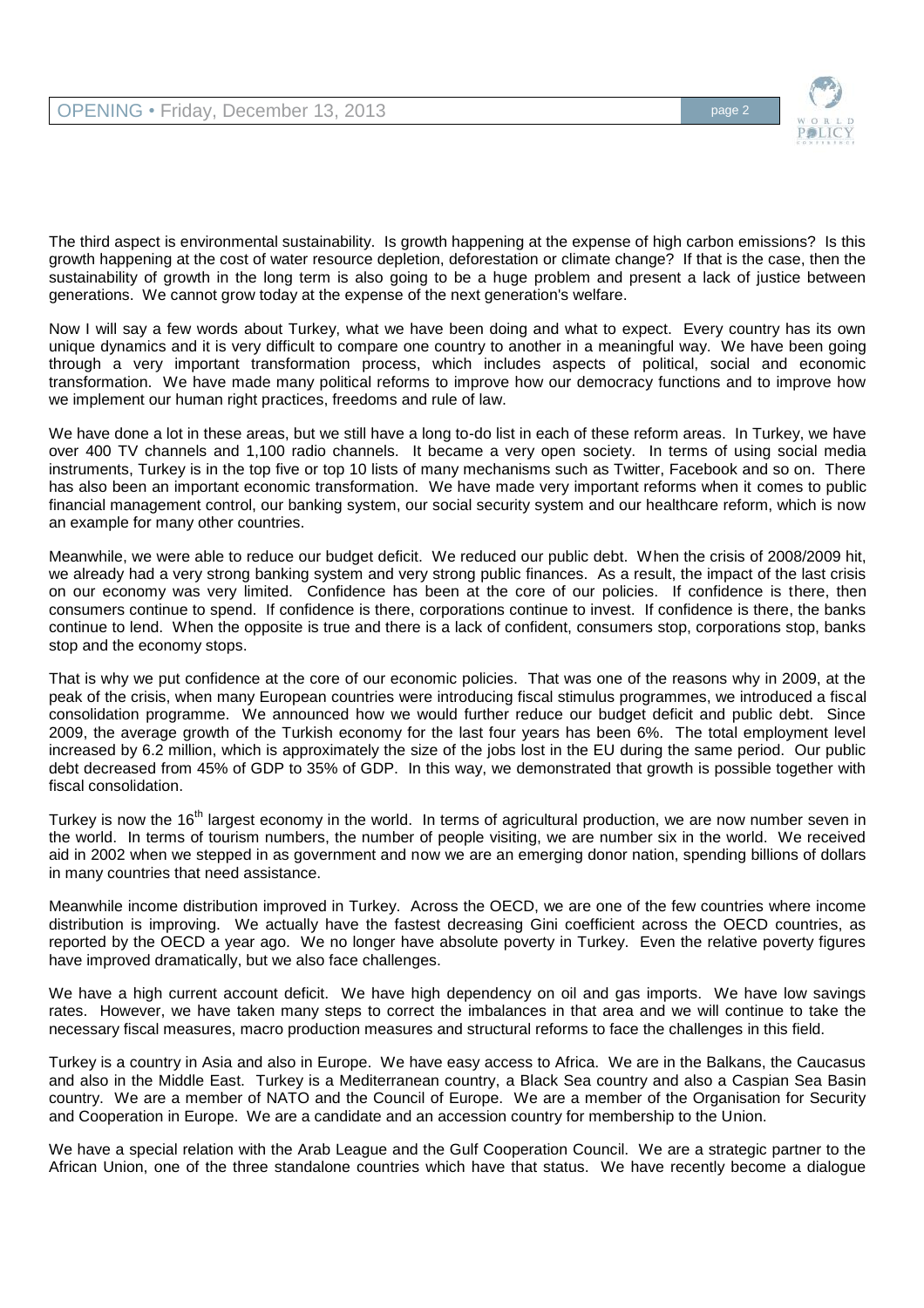The third aspect is environmental sustainability. Is growth happening at the expense of high carbon emissions? Is this growth happening at the cost of water resource depletion, deforestation or climate change? If that is the case, then the sustainability of growth in the long term is also going to be a huge problem and present a lack of justice between generations. We cannot grow today at the expense of the next generation's welfare.

Now I will say a few words about Turkey, what we have been doing and what to expect. Every country has its own unique dynamics and it is very difficult to compare one country to another in a meaningful way. We have been going through a very important transformation process, which includes aspects of political, social and economic transformation. We have made many political reforms to improve how our democracy functions and to improve how we implement our human right practices, freedoms and rule of law.

We have done a lot in these areas, but we still have a long to-do list in each of these reform areas. In Turkey, we have over 400 TV channels and 1,100 radio channels. It became a very open society. In terms of using social media instruments, Turkey is in the top five or top 10 lists of many mechanisms such as Twitter, Facebook and so on. There has also been an important economic transformation. We have made very important reforms when it comes to public financial management control, our banking system, our social security system and our healthcare reform, which is now an example for many other countries.

Meanwhile, we were able to reduce our budget deficit. We reduced our public debt. When the crisis of 2008/2009 hit, we already had a very strong banking system and very strong public finances. As a result, the impact of the last crisis on our economy was very limited. Confidence has been at the core of our policies. If confidence is there, then consumers continue to spend. If confidence is there, corporations continue to invest. If confidence is there, the banks continue to lend. When the opposite is true and there is a lack of confident, consumers stop, corporations stop, banks stop and the economy stops.

That is why we put confidence at the core of our economic policies. That was one of the reasons why in 2009, at the peak of the crisis, when many European countries were introducing fiscal stimulus programmes, we introduced a fiscal consolidation programme. We announced how we would further reduce our budget deficit and public debt. Since 2009, the average growth of the Turkish economy for the last four years has been 6%. The total employment level increased by 6.2 million, which is approximately the size of the jobs lost in the EU during the same period. Our public debt decreased from 45% of GDP to 35% of GDP. In this way, we demonstrated that growth is possible together with fiscal consolidation.

Turkey is now the 16th largest economy in the world. In terms of agricultural production, we are now number seven in the world. In terms of tourism numbers, the number of people visiting, we are number six in the world. We received aid in 2002 when we stepped in as government and now we are an emerging donor nation, spending billions of dollars in many countries that need assistance.

Meanwhile income distribution improved in Turkey. Across the OECD, we are one of the few countries where income distribution is improving. We actually have the fastest decreasing Gini coefficient across the OECD countries, as reported by the OECD a year ago. We no longer have absolute poverty in Turkey. Even the relative poverty figures have improved dramatically, but we also face challenges.

We have a high current account deficit. We have high dependency on oil and gas imports. We have low savings rates. However, we have taken many steps to correct the imbalances in that area and we will continue to take the necessary fiscal measures, macro production measures and structural reforms to face the challenges in this field.

Turkey is a country in Asia and also in Europe. We have easy access to Africa. We are in the Balkans, the Caucasus and also in the Middle East. Turkey is a Mediterranean country, a Black Sea country and also a Caspian Sea Basin country. We are a member of NATO and the Council of Europe. We are a member of the Organisation for Security and Cooperation in Europe. We are a candidate and an accession country for membership to the Union.

We have a special relation with the Arab League and the Gulf Cooperation Council. We are a strategic partner to the African Union, one of the three standalone countries which have that status. We have recently become a dialogue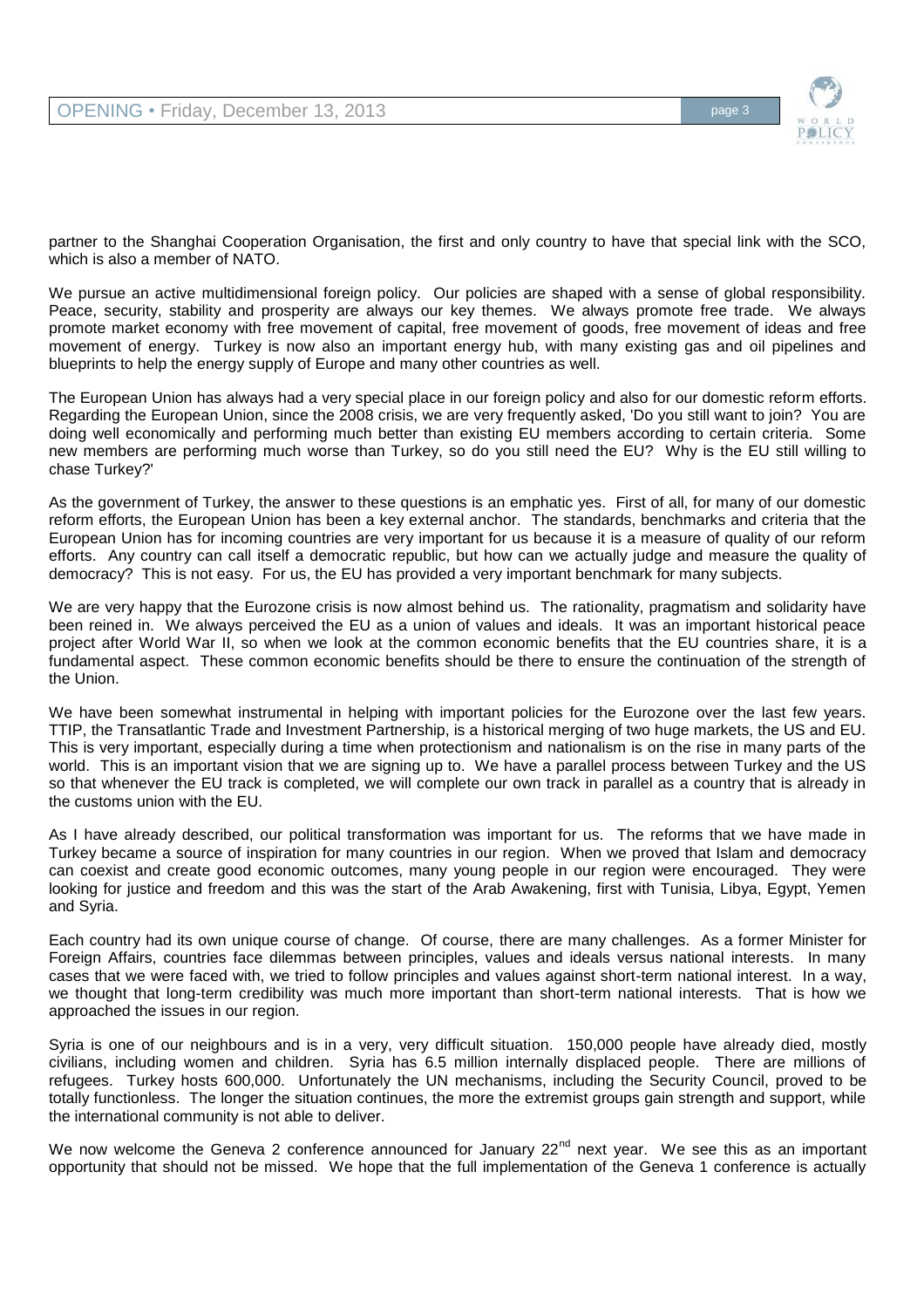partner to the Shanghai Cooperation Organisation, the first and only country to have that special link with the SCO, which is also a member of NATO.

We pursue an active multidimensional foreign policy. Our policies are shaped with a sense of global responsibility. Peace, security, stability and prosperity are always our key themes. We always promote free trade. We always promote market economy with free movement of capital, free movement of goods, free movement of ideas and free movement of energy. Turkey is now also an important energy hub, with many existing gas and oil pipelines and blueprints to help the energy supply of Europe and many other countries as well.

The European Union has always had a very special place in our foreign policy and also for our domestic reform efforts. Regarding the European Union, since the 2008 crisis, we are very frequently asked, 'Do you still want to join? You are doing well economically and performing much better than existing EU members according to certain criteria. Some new members are performing much worse than Turkey, so do you still need the EU? Why is the EU still willing to chase Turkey?'

As the government of Turkey, the answer to these questions is an emphatic yes. First of all, for many of our domestic reform efforts, the European Union has been a key external anchor. The standards, benchmarks and criteria that the European Union has for incoming countries are very important for us because it is a measure of quality of our reform efforts. Any country can call itself a democratic republic, but how can we actually judge and measure the quality of democracy? This is not easy. For us, the EU has provided a very important benchmark for many subjects.

We are very happy that the Eurozone crisis is now almost behind us. The rationality, pragmatism and solidarity have been reined in. We always perceived the EU as a union of values and ideals. It was an important historical peace project after World War II, so when we look at the common economic benefits that the EU countries share, it is a fundamental aspect. These common economic benefits should be there to ensure the continuation of the strength of the Union.

We have been somewhat instrumental in helping with important policies for the Eurozone over the last few years. TTIP, the Transatlantic Trade and Investment Partnership, is a historical merging of two huge markets, the US and EU. This is very important, especially during a time when protectionism and nationalism is on the rise in many parts of the world. This is an important vision that we are signing up to. We have a parallel process between Turkey and the US so that whenever the EU track is completed, we will complete our own track in parallel as a country that is already in the customs union with the EU.

As I have already described, our political transformation was important for us. The reforms that we have made in Turkey became a source of inspiration for many countries in our region. When we proved that Islam and democracy can coexist and create good economic outcomes, many young people in our region were encouraged. They were looking for justice and freedom and this was the start of the Arab Awakening, first with Tunisia, Libya, Egypt, Yemen and Syria.

Each country had its own unique course of change. Of course, there are many challenges. As a former Minister for Foreign Affairs, countries face dilemmas between principles, values and ideals versus national interests. In many cases that we were faced with, we tried to follow principles and values against short-term national interest. In a way, we thought that long-term credibility was much more important than short-term national interests. That is how we approached the issues in our region.

Syria is one of our neighbours and is in a very, very difficult situation. 150,000 people have already died, mostly civilians, including women and children. Syria has 6.5 million internally displaced people. There are millions of refugees. Turkey hosts 600,000. Unfortunately the UN mechanisms, including the Security Council, proved to be totally functionless. The longer the situation continues, the more the extremist groups gain strength and support, while the international community is not able to deliver.

We now welcome the Geneva 2 conference announced for January 22nd next year. We see this as an important opportunity that should not be missed. We hope that the full implementation of the Geneva 1 conference is actually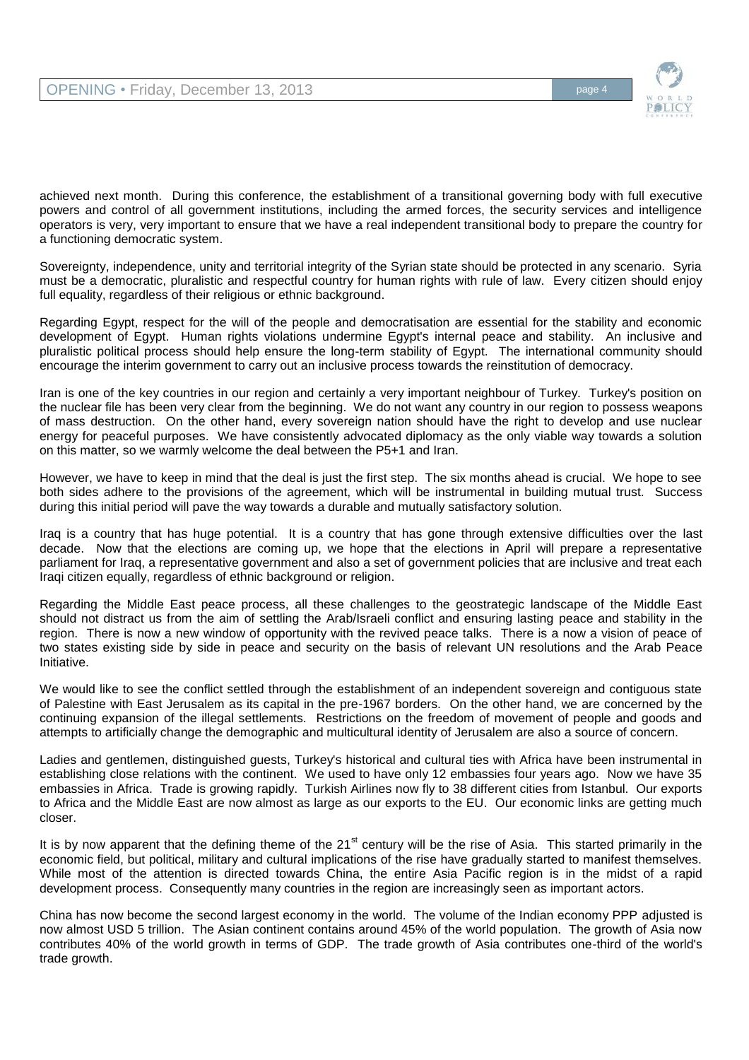achieved next month. During this conference, the establishment of a transitional governing body with full executive powers and control of all government institutions, including the armed forces, the security services and intelligence operators is very, very important to ensure that we have a real independent transitional body to prepare the country for a functioning democratic system.

Sovereignty, independence, unity and territorial integrity of the Syrian state should be protected in any scenario. Syria must be a democratic, pluralistic and respectful country for human rights with rule of law. Every citizen should enjoy full equality, regardless of their religious or ethnic background.

Regarding Egypt, respect for the will of the people and democratisation are essential for the stability and economic development of Egypt. Human rights violations undermine Egypt's internal peace and stability. An inclusive and pluralistic political process should help ensure the long-term stability of Egypt. The international community should encourage the interim government to carry out an inclusive process towards the reinstitution of democracy.

Iran is one of the key countries in our region and certainly a very important neighbour of Turkey. Turkey's position on the nuclear file has been very clear from the beginning. We do not want any country in our region to possess weapons of mass destruction. On the other hand, every sovereign nation should have the right to develop and use nuclear energy for peaceful purposes. We have consistently advocated diplomacy as the only viable way towards a solution on this matter, so we warmly welcome the deal between the P5+1 and Iran.

However, we have to keep in mind that the deal is just the first step. The six months ahead is crucial. We hope to see both sides adhere to the provisions of the agreement, which will be instrumental in building mutual trust. Success during this initial period will pave the way towards a durable and mutually satisfactory solution.

Iraq is a country that has huge potential. It is a country that has gone through extensive difficulties over the last decade. Now that the elections are coming up, we hope that the elections in April will prepare a representative parliament for Iraq, a representative government and also a set of government policies that are inclusive and treat each Iraqi citizen equally, regardless of ethnic background or religion.

Regarding the Middle East peace process, all these challenges to the geostrategic landscape of the Middle East should not distract us from the aim of settling the Arab/Israeli conflict and ensuring lasting peace and stability in the region. There is now a new window of opportunity with the revived peace talks. There is a now a vision of peace of two states existing side by side in peace and security on the basis of relevant UN resolutions and the Arab Peace Initiative.

We would like to see the conflict settled through the establishment of an independent sovereign and contiguous state of Palestine with East Jerusalem as its capital in the pre-1967 borders. On the other hand, we are concerned by the continuing expansion of the illegal settlements. Restrictions on the freedom of movement of people and goods and attempts to artificially change the demographic and multicultural identity of Jerusalem are also a source of concern.

Ladies and gentlemen, distinguished guests, Turkey's historical and cultural ties with Africa have been instrumental in establishing close relations with the continent. We used to have only 12 embassies four years ago. Now we have 35 embassies in Africa. Trade is growing rapidly. Turkish Airlines now fly to 38 different cities from Istanbul. Our exports to Africa and the Middle East are now almost as large as our exports to the EU. Our economic links are getting much closer.

It is by now apparent that the defining theme of the 21st century will be the rise of Asia. This started primarily in the economic field, but political, military and cultural implications of the rise have gradually started to manifest themselves. While most of the attention is directed towards China, the entire Asia Pacific region is in the midst of a rapid development process. Consequently many countries in the region are increasingly seen as important actors.

China has now become the second largest economy in the world. The volume of the Indian economy PPP adjusted is now almost USD 5 trillion. The Asian continent contains around 45% of the world population. The growth of Asia now contributes 40% of the world growth in terms of GDP. The trade growth of Asia contributes one-third of the world's trade growth.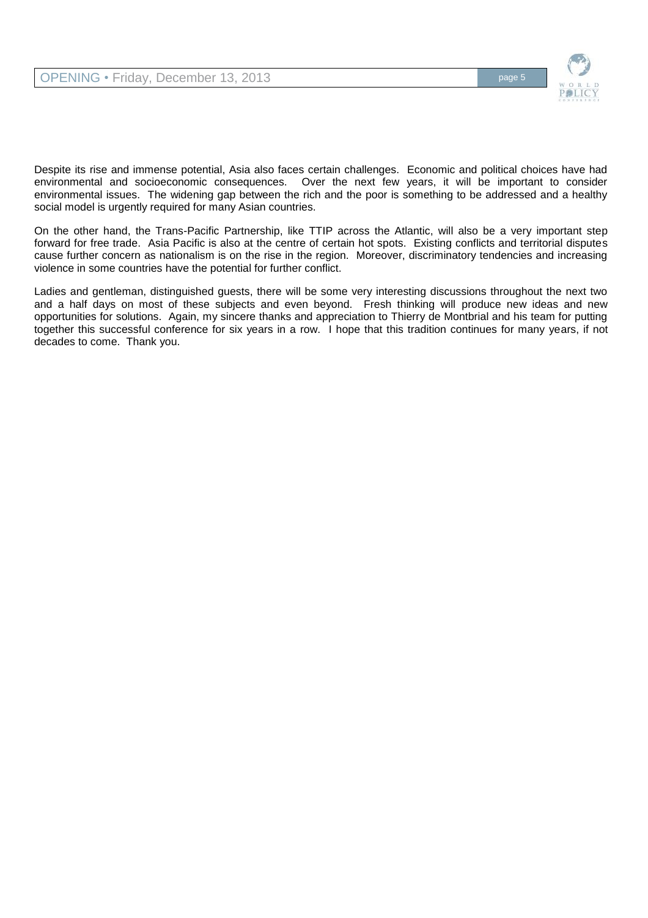Despite its rise and immense potential, Asia also faces certain challenges. Economic and political choices have had environmental and socioeconomic consequences. Over the next few years, it will be important to consider environmental issues. The widening gap between the rich and the poor is something to be addressed and a healthy social model is urgently required for many Asian countries.

On the other hand, the Trans-Pacific Partnership, like TTIP across the Atlantic, will also be a very important step forward for free trade. Asia Pacific is also at the centre of certain hot spots. Existing conflicts and territorial disputes cause further concern as nationalism is on the rise in the region. Moreover, discriminatory tendencies and increasing violence in some countries have the potential for further conflict.

Ladies and gentleman, distinguished guests, there will be some very interesting discussions throughout the next two and a half days on most of these subjects and even beyond. Fresh thinking will produce new ideas and new opportunities for solutions. Again, my sincere thanks and appreciation to Thierry de Montbrial and his team for putting together this successful conference for six years in a row. I hope that this tradition continues for many years, if not decades to come. Thank you.